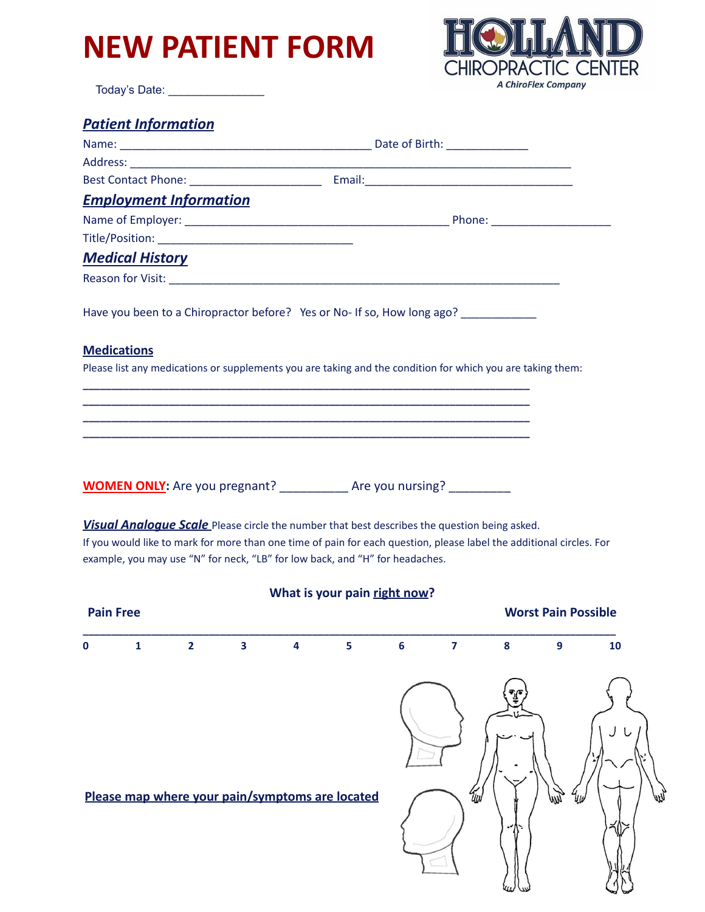# NEW PATIENT FORM

**HOLLAND CHIROPRACTIC CENTER**
*A ChiroFlex Company*

Today's Date: _______________

## ***Patient Information***

Name: ________________________________________ Date of Birth: ____________

Address: ______________________________________________________________________

Best Contact Phone: _____________________ Email:_________________________________

## ***Employment Information***

Name of Employer: __________________________________________ Phone: ___________________

Title/Position: _______________________________

## ***Medical History***

Reason for Visit: ______________________________________________________________

Have you been to a Chiropractor before? Yes or No- If so, How long ago? ____________

### Medications

Please list any medications or supplements you are taking and the condition for which you are taking them:

________________________________________________________________________

________________________________________________________________________

________________________________________________________________________

________________________________________________________________________

**WOMEN ONLY**: Are you pregnant? __________ Are you nursing? _________

***Visual Analogue Scale*** Please circle the number that best describes the question being asked.
If you would like to mark for more than one time of pain for each question, please label the additional circles. For example, you may use "N" for neck, "LB" for low back, and "H" for headaches.

**What is your pain right now?**

**Pain Free** ... **Worst Pain Possible**

**0 1 2 3 4 5 6 7 8 9 10**

**Please map where your pain/symptoms are located**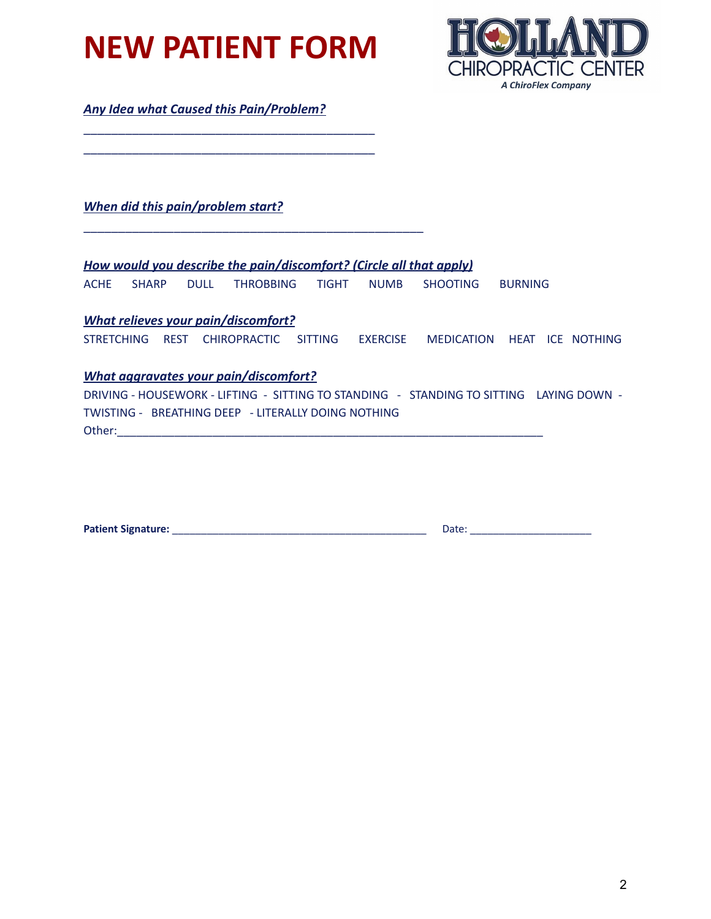# NEW PATIENT FORM

HOLLAND CHIROPRACTIC CENTER
*A ChiroFlex Company*

***Any Idea what Caused this Pain/Problem?***

_______________________________________________

_______________________________________________

***When did this pain/problem start?***

_______________________________________________________

***How would you describe the pain/discomfort? (Circle all that apply)***

ACHE SHARP DULL THROBBING TIGHT NUMB SHOOTING BURNING

***What relieves your pain/discomfort?***

STRETCHING REST CHIROPRACTIC SITTING EXERCISE MEDICATION HEAT ICE NOTHING

***What aggravates your pain/discomfort?***

DRIVING - HOUSEWORK - LIFTING - SITTING TO STANDING - STANDING TO SITTING LAYING DOWN - TWISTING - BREATHING DEEP - LITERALLY DOING NOTHING

Other:_____________________________________________________________________

**Patient Signature:** _________________________________________ Date: ____________________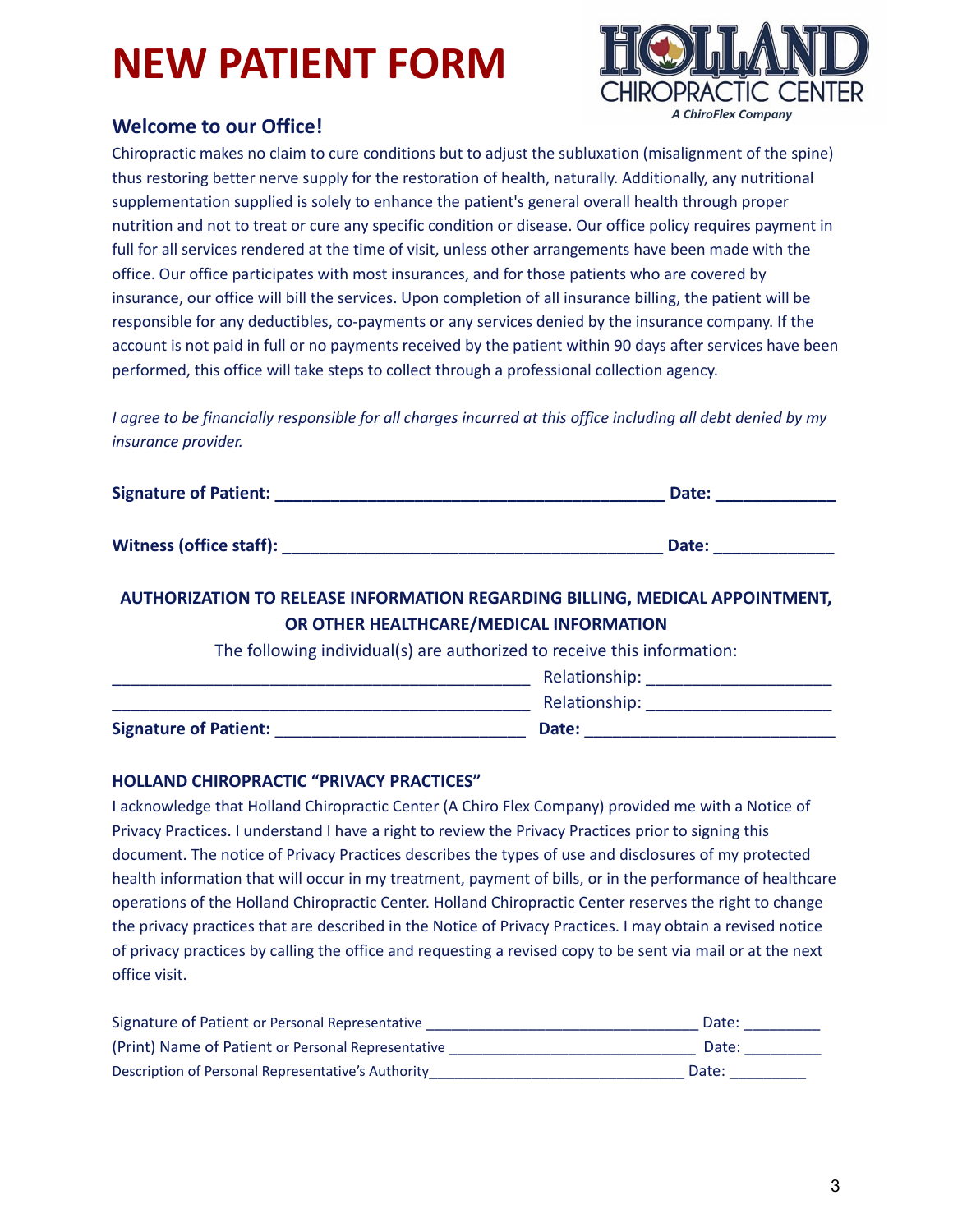# NEW PATIENT FORM

HOLLAND CHIROPRACTIC CENTER

*A ChiroFlex Company*

## Welcome to our Office!

Chiropractic makes no claim to cure conditions but to adjust the subluxation (misalignment of the spine) thus restoring better nerve supply for the restoration of health, naturally. Additionally, any nutritional supplementation supplied is solely to enhance the patient's general overall health through proper nutrition and not to treat or cure any specific condition or disease. Our office policy requires payment in full for all services rendered at the time of visit, unless other arrangements have been made with the office. Our office participates with most insurances, and for those patients who are covered by insurance, our office will bill the services. Upon completion of all insurance billing, the patient will be responsible for any deductibles, co-payments or any services denied by the insurance company. If the account is not paid in full or no payments received by the patient within 90 days after services have been performed, this office will take steps to collect through a professional collection agency.

*I agree to be financially responsible for all charges incurred at this office including all debt denied by my insurance provider.*

**Signature of Patient:** ___________________________________________ **Date:** _____________

**Witness (office staff):** __________________________________________ **Date:** _____________

### AUTHORIZATION TO RELEASE INFORMATION REGARDING BILLING, MEDICAL APPOINTMENT, OR OTHER HEALTHCARE/MEDICAL INFORMATION

The following individual(s) are authorized to receive this information:

______________________________________________ Relationship: ____________________

______________________________________________ Relationship: ____________________

**Signature of Patient:** ____________________________ **Date:** ____________________________

### HOLLAND CHIROPRACTIC "PRIVACY PRACTICES"

I acknowledge that Holland Chiropractic Center (A Chiro Flex Company) provided me with a Notice of Privacy Practices. I understand I have a right to review the Privacy Practices prior to signing this document. The notice of Privacy Practices describes the types of use and disclosures of my protected health information that will occur in my treatment, payment of bills, or in the performance of healthcare operations of the Holland Chiropractic Center. Holland Chiropractic Center reserves the right to change the privacy practices that are described in the Notice of Privacy Practices. I may obtain a revised notice of privacy practices by calling the office and requesting a revised copy to be sent via mail or at the next office visit.

Signature of Patient or Personal Representative ________________________________ Date: _________

(Print) Name of Patient or Personal Representative _____________________________ Date: _________

Description of Personal Representative's Authority_______________________________ Date: _________